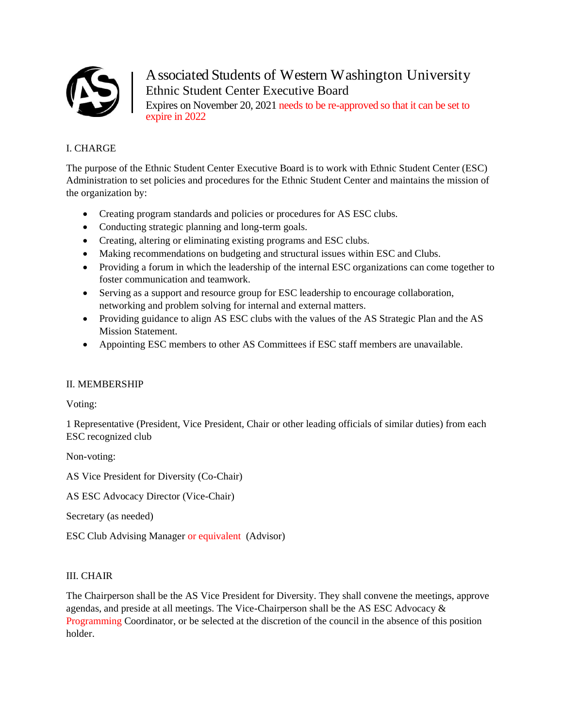# Associated Students of Western Washington University

## Ethnic Student Center Executive Board

Expires on November 20, 2021 needs to be re-approved so that it can be set to expire in 2022

## I. CHARGE

The purpose of the Ethnic Student Center Executive Board is to work with Ethnic Student Center (ESC) Administration to set policies and procedures for the Ethnic Student Center and maintains the mission of the organization by:

- Creating program standards and policies or procedures for AS ESC clubs.
- Conducting strategic planning and long-term goals.
- Creating, altering or eliminating existing programs and ESC clubs.
- Making recommendations on budgeting and structural issues within ESC and Clubs.
- Providing a forum in which the leadership of the internal ESC organizations can come together to foster communication and teamwork.
- Serving as a support and resource group for ESC leadership to encourage collaboration, networking and problem solving for internal and external matters.
- Providing guidance to align AS ESC clubs with the values of the AS Strategic Plan and the AS Mission Statement.
- Appointing ESC members to other AS Committees if ESC staff members are unavailable.

## II. MEMBERSHIP

Voting:

1 Representative (President, Vice President, Chair or other leading officials of similar duties) from each ESC recognized club

Non-voting:

AS Vice President for Diversity (Co-Chair)

AS ESC Advocacy Director (Vice-Chair)

Secretary (as needed)

ESC Club Advising Manager or equivalent (Advisor)

## III. CHAIR

The Chairperson shall be the AS Vice President for Diversity. They shall convene the meetings, approve agendas, and preside at all meetings. The Vice-Chairperson shall be the AS ESC Advocacy & Programming Coordinator, or be selected at the discretion of the council in the absence of this position holder.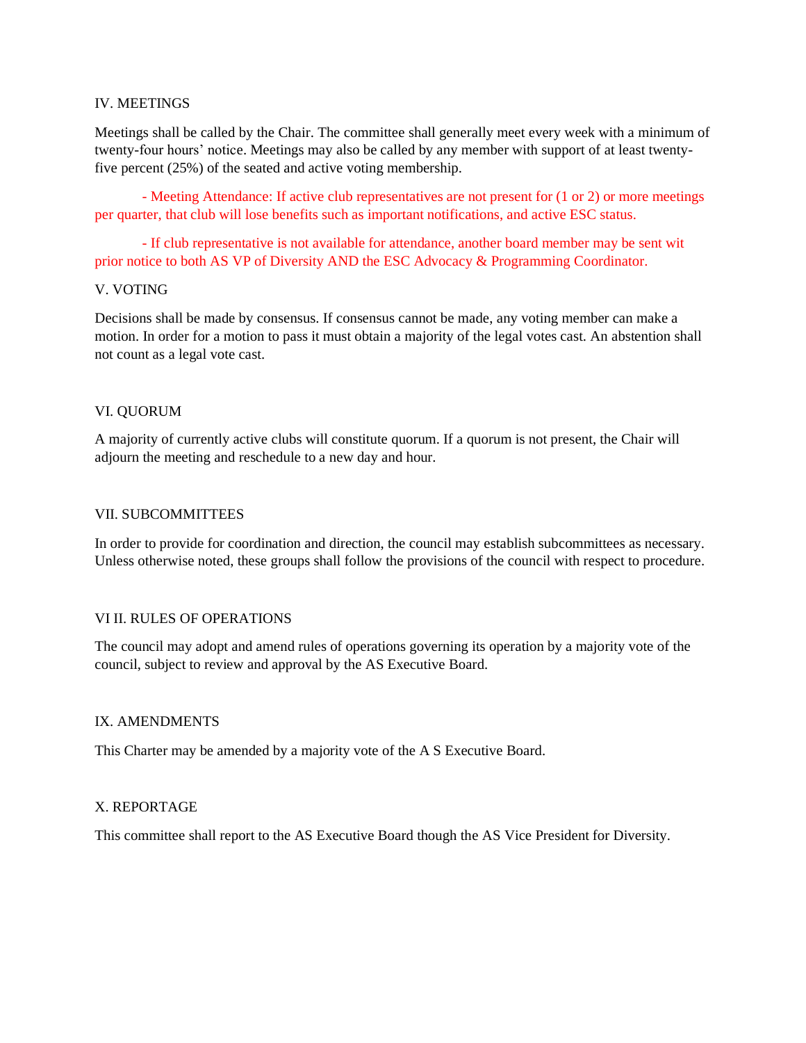IV. MEETINGS

Meetings shall be called by the Chair. The committee shall generally meet every week with a minimum of twenty-four hours' notice. Meetings may also be called by any member with support of at least twenty-five percent (25%) of the seated and active voting membership.

- Meeting Attendance: If active club representatives are not present for (1 or 2) or more meetings per quarter, that club will lose benefits such as important notifications, and active ESC status.

- If club representative is not available for attendance, another board member may be sent wit prior notice to both AS VP of Diversity AND the ESC Advocacy & Programming Coordinator.

V. VOTING

Decisions shall be made by consensus. If consensus cannot be made, any voting member can make a motion. In order for a motion to pass it must obtain a majority of the legal votes cast. An abstention shall not count as a legal vote cast.

VI. QUORUM

A majority of currently active clubs will constitute quorum. If a quorum is not present, the Chair will adjourn the meeting and reschedule to a new day and hour.

VII. SUBCOMMITTEES

In order to provide for coordination and direction, the council may establish subcommittees as necessary. Unless otherwise noted, these groups shall follow the provisions of the council with respect to procedure.

VI II. RULES OF OPERATIONS

The council may adopt and amend rules of operations governing its operation by a majority vote of the council, subject to review and approval by the AS Executive Board.

IX. AMENDMENTS

This Charter may be amended by a majority vote of the A S Executive Board.

X. REPORTAGE

This committee shall report to the AS Executive Board though the AS Vice President for Diversity.